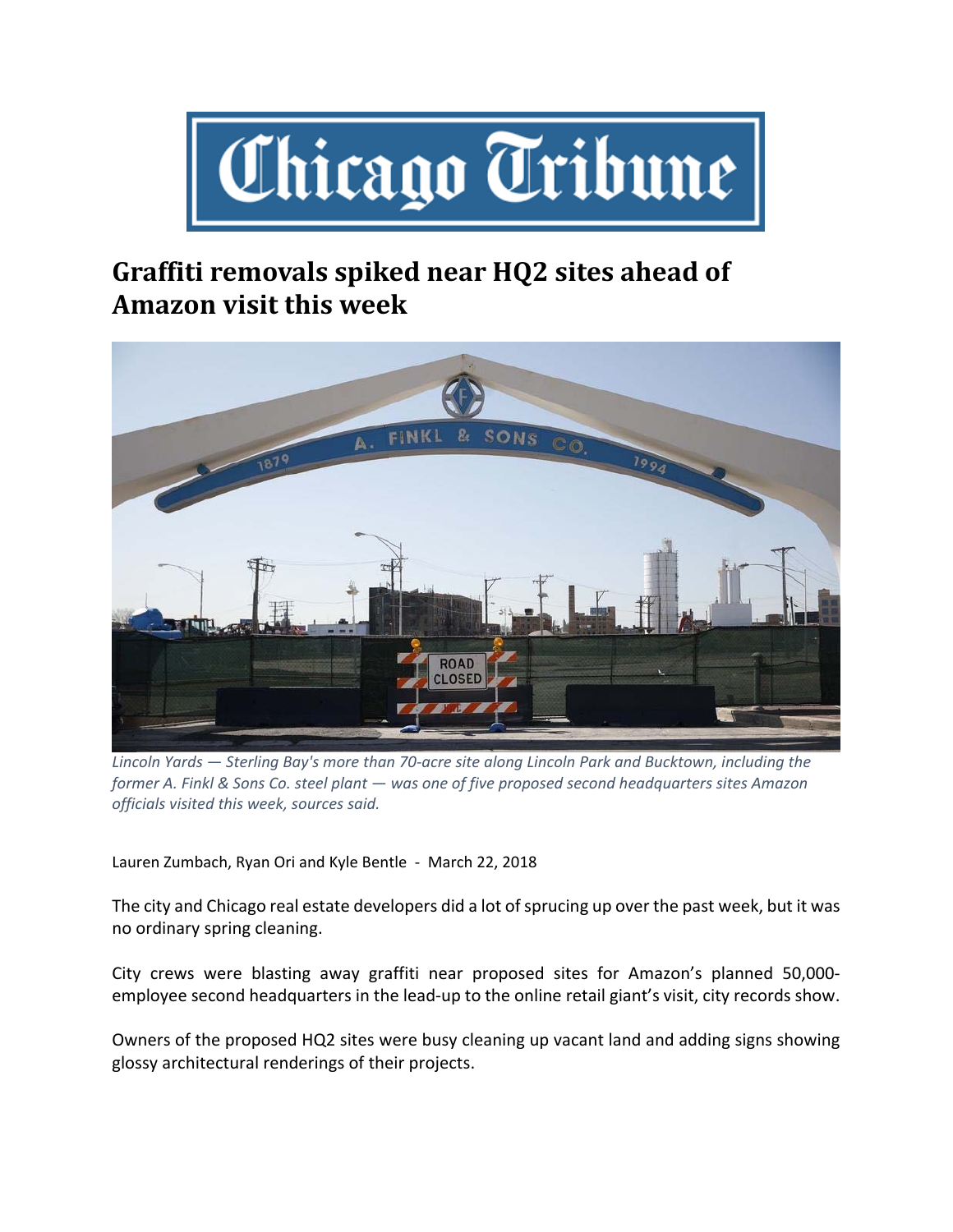# Chicago Tribune

## Graffiti removals spiked near HQ2 sites ahead of Amazon visit this week

*Lincoln Yards — Sterling Bay's more than 70-acre site along Lincoln Park and Bucktown, including the former A. Finkl & Sons Co. steel plant — was one of five proposed second headquarters sites Amazon officials visited this week, sources said.*

Lauren Zumbach, Ryan Ori and Kyle Bentle - March 22, 2018

The city and Chicago real estate developers did a lot of sprucing up over the past week, but it was no ordinary spring cleaning.

City crews were blasting away graffiti near proposed sites for Amazon's planned 50,000-employee second headquarters in the lead-up to the online retail giant's visit, city records show.

Owners of the proposed HQ2 sites were busy cleaning up vacant land and adding signs showing glossy architectural renderings of their projects.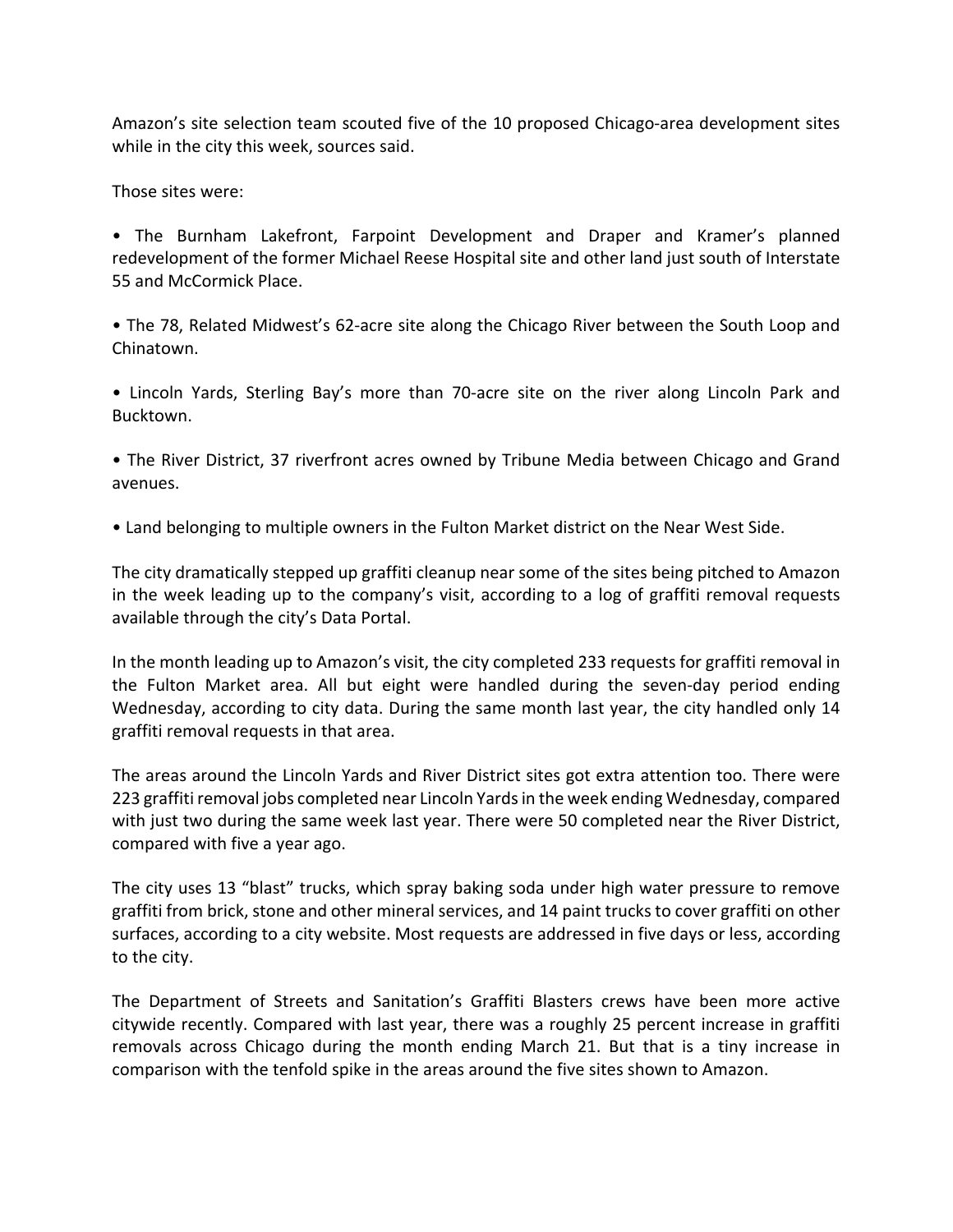Amazon's site selection team scouted five of the 10 proposed Chicago-area development sites while in the city this week, sources said.

Those sites were:

- The Burnham Lakefront, Farpoint Development and Draper and Kramer's planned redevelopment of the former Michael Reese Hospital site and other land just south of Interstate 55 and McCormick Place.

- The 78, Related Midwest's 62-acre site along the Chicago River between the South Loop and Chinatown.

- Lincoln Yards, Sterling Bay's more than 70-acre site on the river along Lincoln Park and Bucktown.

- The River District, 37 riverfront acres owned by Tribune Media between Chicago and Grand avenues.

- Land belonging to multiple owners in the Fulton Market district on the Near West Side.

The city dramatically stepped up graffiti cleanup near some of the sites being pitched to Amazon in the week leading up to the company's visit, according to a log of graffiti removal requests available through the city's Data Portal.

In the month leading up to Amazon's visit, the city completed 233 requests for graffiti removal in the Fulton Market area. All but eight were handled during the seven-day period ending Wednesday, according to city data. During the same month last year, the city handled only 14 graffiti removal requests in that area.

The areas around the Lincoln Yards and River District sites got extra attention too. There were 223 graffiti removal jobs completed near Lincoln Yards in the week ending Wednesday, compared with just two during the same week last year. There were 50 completed near the River District, compared with five a year ago.

The city uses 13 "blast" trucks, which spray baking soda under high water pressure to remove graffiti from brick, stone and other mineral services, and 14 paint trucks to cover graffiti on other surfaces, according to a city website. Most requests are addressed in five days or less, according to the city.

The Department of Streets and Sanitation's Graffiti Blasters crews have been more active citywide recently. Compared with last year, there was a roughly 25 percent increase in graffiti removals across Chicago during the month ending March 21. But that is a tiny increase in comparison with the tenfold spike in the areas around the five sites shown to Amazon.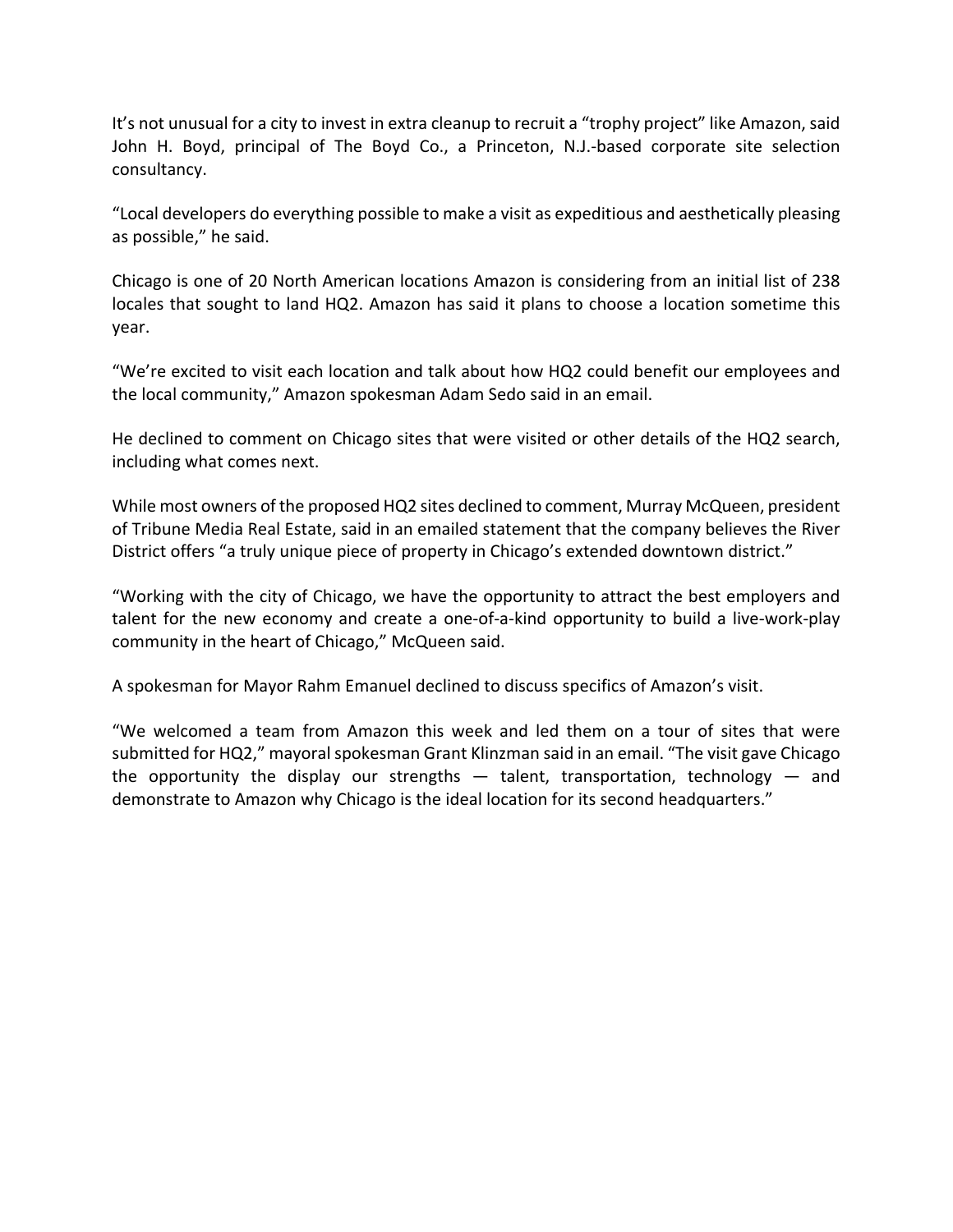It's not unusual for a city to invest in extra cleanup to recruit a "trophy project" like Amazon, said John H. Boyd, principal of The Boyd Co., a Princeton, N.J.-based corporate site selection consultancy.

"Local developers do everything possible to make a visit as expeditious and aesthetically pleasing as possible," he said.

Chicago is one of 20 North American locations Amazon is considering from an initial list of 238 locales that sought to land HQ2. Amazon has said it plans to choose a location sometime this year.

"We're excited to visit each location and talk about how HQ2 could benefit our employees and the local community," Amazon spokesman Adam Sedo said in an email.

He declined to comment on Chicago sites that were visited or other details of the HQ2 search, including what comes next.

While most owners of the proposed HQ2 sites declined to comment, Murray McQueen, president of Tribune Media Real Estate, said in an emailed statement that the company believes the River District offers "a truly unique piece of property in Chicago's extended downtown district."

"Working with the city of Chicago, we have the opportunity to attract the best employers and talent for the new economy and create a one-of-a-kind opportunity to build a live-work-play community in the heart of Chicago," McQueen said.

A spokesman for Mayor Rahm Emanuel declined to discuss specifics of Amazon's visit.

"We welcomed a team from Amazon this week and led them on a tour of sites that were submitted for HQ2," mayoral spokesman Grant Klinzman said in an email. "The visit gave Chicago the opportunity the display our strengths — talent, transportation, technology — and demonstrate to Amazon why Chicago is the ideal location for its second headquarters."